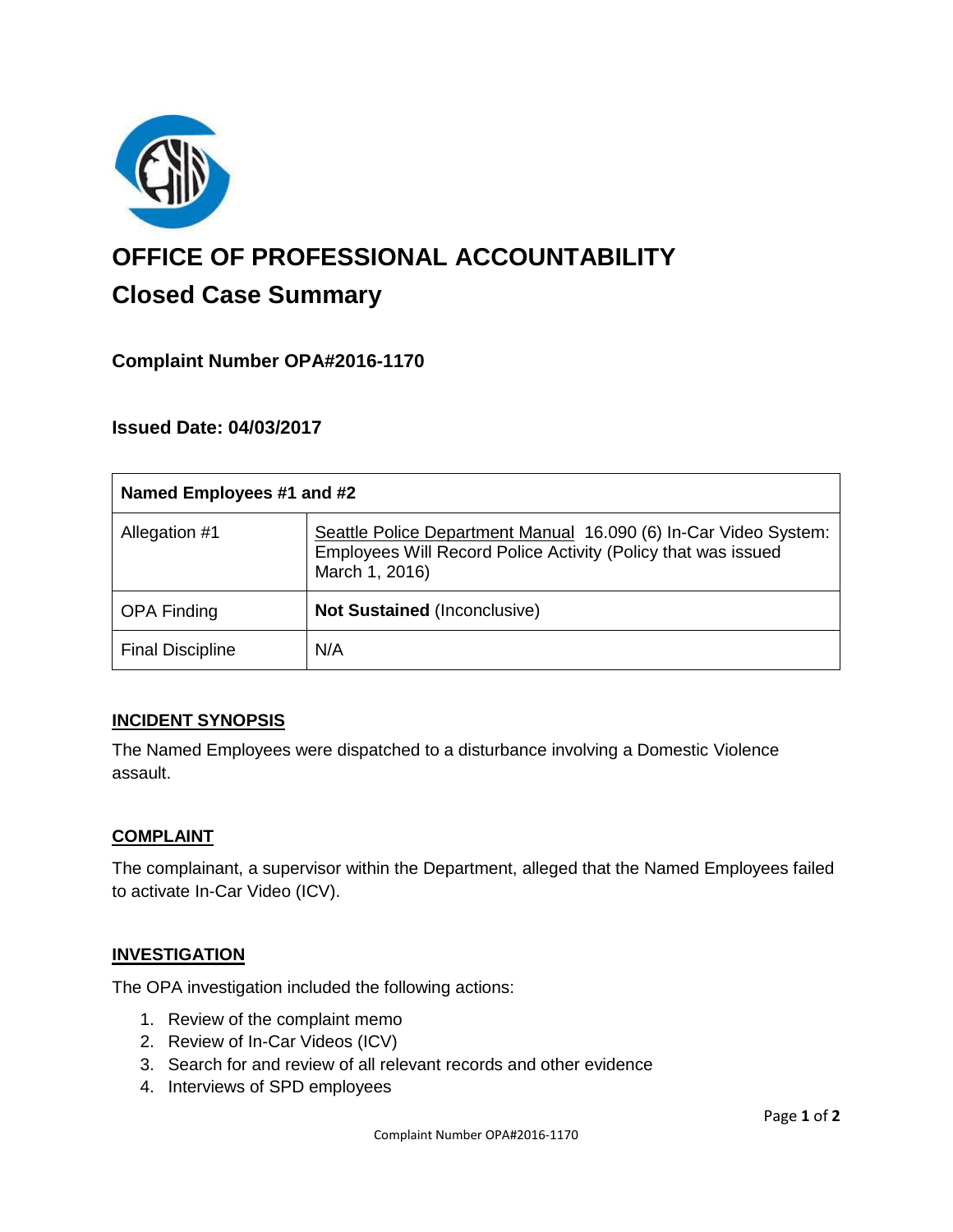# OFFICE OF PROFESSIONAL ACCOUNTABILITY

## Closed Case Summary

### Complaint Number OPA#2016-1170

### Issued Date: 04/03/2017

| Named Employees #1 and #2 | |
|---|---|
| Allegation #1 | Seattle Police Department Manual 16.090 (6) In-Car Video System: Employees Will Record Police Activity (Policy that was issued March 1, 2016) |
| OPA Finding | **Not Sustained** (Inconclusive) |
| Final Discipline | N/A |

## INCIDENT SYNOPSIS

The Named Employees were dispatched to a disturbance involving a Domestic Violence assault.

## COMPLAINT

The complainant, a supervisor within the Department, alleged that the Named Employees failed to activate In-Car Video (ICV).

## INVESTIGATION

The OPA investigation included the following actions:

1. Review of the complaint memo
2. Review of In-Car Videos (ICV)
3. Search for and review of all relevant records and other evidence
4. Interviews of SPD employees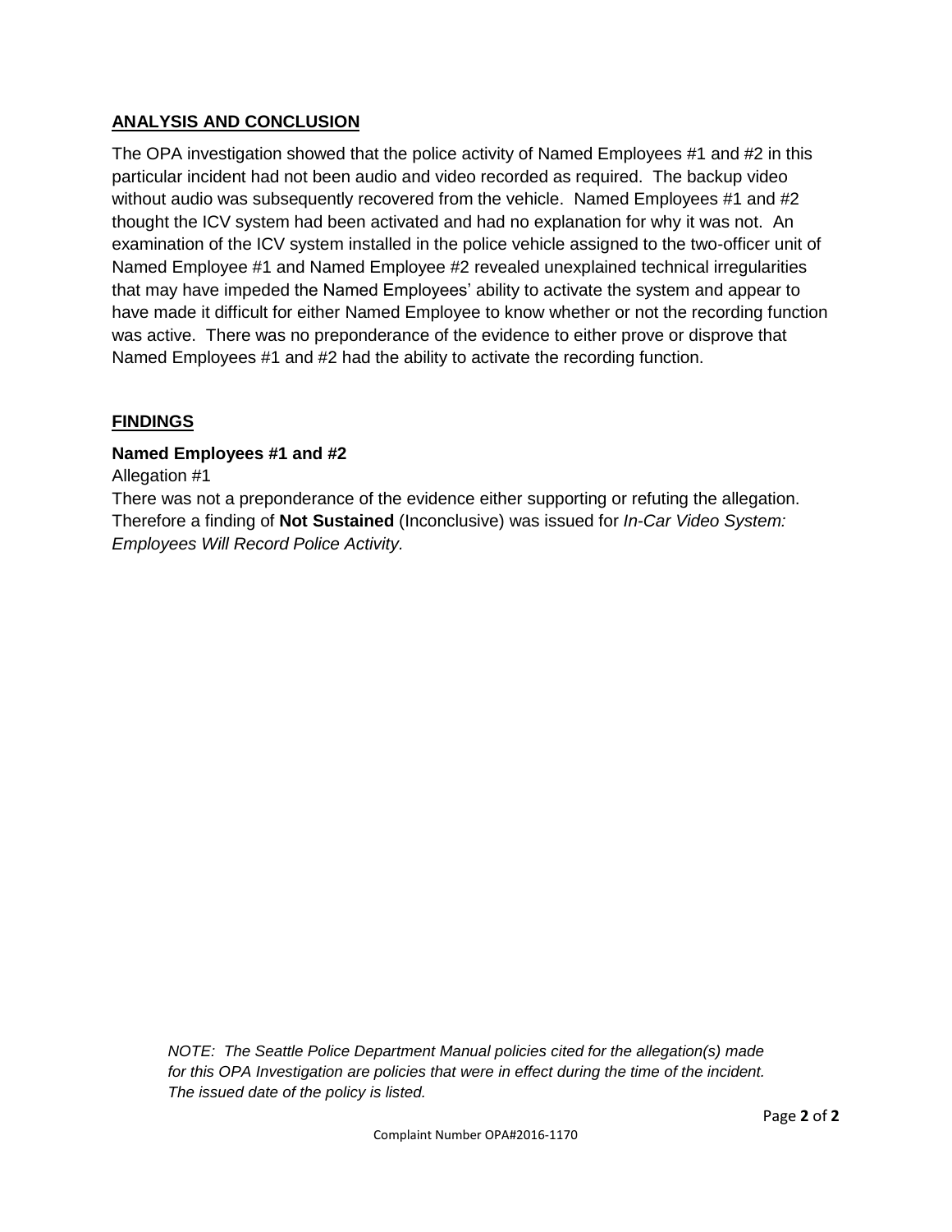## ANALYSIS AND CONCLUSION

The OPA investigation showed that the police activity of Named Employees #1 and #2 in this particular incident had not been audio and video recorded as required. The backup video without audio was subsequently recovered from the vehicle. Named Employees #1 and #2 thought the ICV system had been activated and had no explanation for why it was not. An examination of the ICV system installed in the police vehicle assigned to the two-officer unit of Named Employee #1 and Named Employee #2 revealed unexplained technical irregularities that may have impeded the Named Employees' ability to activate the system and appear to have made it difficult for either Named Employee to know whether or not the recording function was active. There was no preponderance of the evidence to either prove or disprove that Named Employees #1 and #2 had the ability to activate the recording function.

## FINDINGS

**Named Employees #1 and #2**

Allegation #1

There was not a preponderance of the evidence either supporting or refuting the allegation. Therefore a finding of **Not Sustained** (Inconclusive) was issued for *In-Car Video System: Employees Will Record Police Activity*.

*NOTE: The Seattle Police Department Manual policies cited for the allegation(s) made for this OPA Investigation are policies that were in effect during the time of the incident. The issued date of the policy is listed.*

Complaint Number OPA#2016-1170